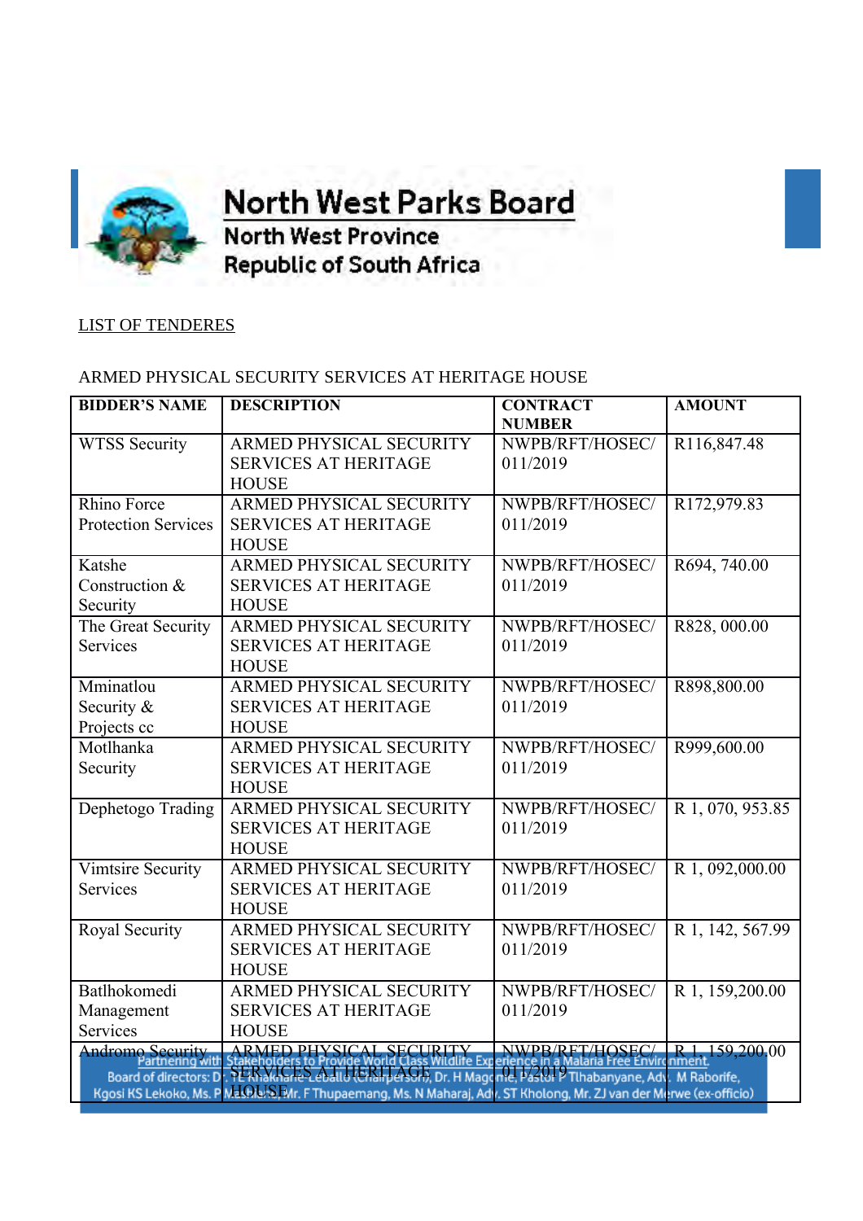# North West Parks Board

North West Province

Republic of South Africa

LIST OF TENDERES

ARMED PHYSICAL SECURITY SERVICES AT HERITAGE HOUSE

| BIDDER'S NAME | DESCRIPTION | CONTRACT NUMBER | AMOUNT |
|---|---|---|---|
| WTSS Security | ARMED PHYSICAL SECURITY SERVICES AT HERITAGE HOUSE | NWPB/RFT/HOSEC/ 011/2019 | R116,847.48 |
| Rhino Force Protection Services | ARMED PHYSICAL SECURITY SERVICES AT HERITAGE HOUSE | NWPB/RFT/HOSEC/ 011/2019 | R172,979.83 |
| Katshe Construction & Security | ARMED PHYSICAL SECURITY SERVICES AT HERITAGE HOUSE | NWPB/RFT/HOSEC/ 011/2019 | R694, 740.00 |
| The Great Security Services | ARMED PHYSICAL SECURITY SERVICES AT HERITAGE HOUSE | NWPB/RFT/HOSEC/ 011/2019 | R828, 000.00 |
| Mminatlou Security & Projects cc | ARMED PHYSICAL SECURITY SERVICES AT HERITAGE HOUSE | NWPB/RFT/HOSEC/ 011/2019 | R898,800.00 |
| Motlhanka Security | ARMED PHYSICAL SECURITY SERVICES AT HERITAGE HOUSE | NWPB/RFT/HOSEC/ 011/2019 | R999,600.00 |
| Dephetogo Trading | ARMED PHYSICAL SECURITY SERVICES AT HERITAGE HOUSE | NWPB/RFT/HOSEC/ 011/2019 | R 1, 070, 953.85 |
| Vimtsire Security Services | ARMED PHYSICAL SECURITY SERVICES AT HERITAGE HOUSE | NWPB/RFT/HOSEC/ 011/2019 | R 1, 092,000.00 |
| Royal Security | ARMED PHYSICAL SECURITY SERVICES AT HERITAGE HOUSE | NWPB/RFT/HOSEC/ 011/2019 | R 1, 142, 567.99 |
| Batlhokomedi Management Services | ARMED PHYSICAL SECURITY SERVICES AT HERITAGE HOUSE | NWPB/RFT/HOSEC/ 011/2019 | R 1, 159,200.00 |
| Andromo Security | ARMED PHYSICAL SECURITY SERVICES AT HERITAGE HOUSE | NWPB/RFT/HOSEC/ 011/2019 | R 1, 159,200.00 |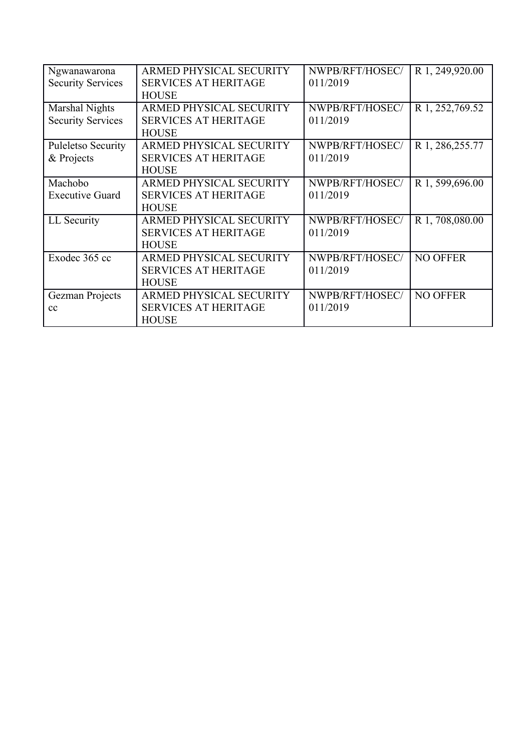| | | | |
|---|---|---|---|
| Ngwanawarona Security Services | ARMED PHYSICAL SECURITY SERVICES AT HERITAGE HOUSE | NWPB/RFT/HOSEC/ 011/2019 | R 1, 249,920.00 |
| Marshal Nights Security Services | ARMED PHYSICAL SECURITY SERVICES AT HERITAGE HOUSE | NWPB/RFT/HOSEC/ 011/2019 | R 1, 252,769.52 |
| Puleletso Security & Projects | ARMED PHYSICAL SECURITY SERVICES AT HERITAGE HOUSE | NWPB/RFT/HOSEC/ 011/2019 | R 1, 286,255.77 |
| Machobo Executive Guard | ARMED PHYSICAL SECURITY SERVICES AT HERITAGE HOUSE | NWPB/RFT/HOSEC/ 011/2019 | R 1, 599,696.00 |
| LL Security | ARMED PHYSICAL SECURITY SERVICES AT HERITAGE HOUSE | NWPB/RFT/HOSEC/ 011/2019 | R 1, 708,080.00 |
| Exodec 365 cc | ARMED PHYSICAL SECURITY SERVICES AT HERITAGE HOUSE | NWPB/RFT/HOSEC/ 011/2019 | NO OFFER |
| Gezman Projects cc | ARMED PHYSICAL SECURITY SERVICES AT HERITAGE HOUSE | NWPB/RFT/HOSEC/ 011/2019 | NO OFFER |